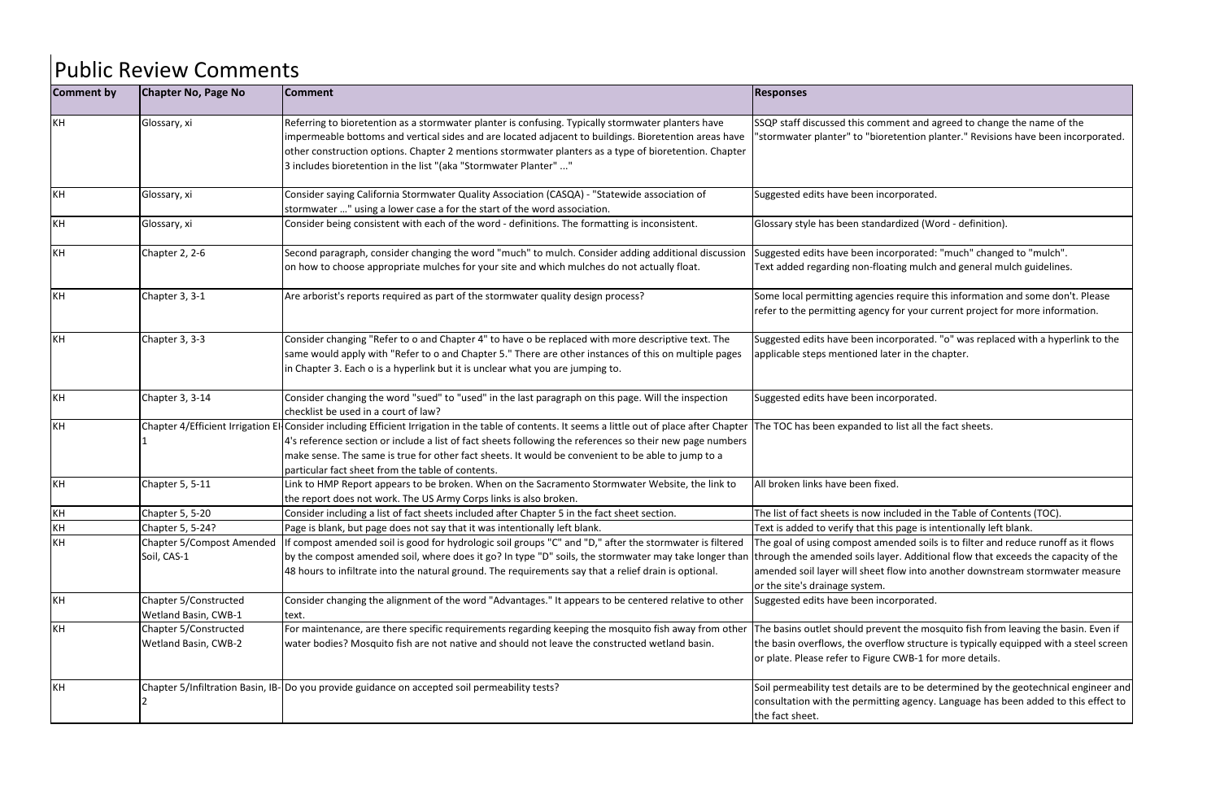# Public Review Comments

| Comment by | Chapter No, Page No | Comment | Responses |
|---|---|---|---|
| KH | Glossary, xi | Referring to bioretention as a stormwater planter is confusing. Typically stormwater planters have impermeable bottoms and vertical sides and are located adjacent to buildings. Bioretention areas have other construction options. Chapter 2 mentions stormwater planters as a type of bioretention. Chapter 3 includes bioretention in the list "(aka "Stormwater Planter" ..." | SSQP staff discussed this comment and agreed to change the name of the "stormwater planter" to "bioretention planter." Revisions have been incorporated. |
| KH | Glossary, xi | Consider saying California Stormwater Quality Association (CASQA) - "Statewide association of stormwater ..." using a lower case a for the start of the word association. | Suggested edits have been incorporated. |
| KH | Glossary, xi | Consider being consistent with each of the word - definitions. The formatting is inconsistent. | Glossary style has been standardized (Word - definition). |
| KH | Chapter 2, 2-6 | Second paragraph, consider changing the word "much" to mulch. Consider adding additional discussion on how to choose appropriate mulches for your site and which mulches do not actually float. | Suggested edits have been incorporated: "much" changed to "mulch". Text added regarding non-floating mulch and general mulch guidelines. |
| KH | Chapter 3, 3-1 | Are arborist's reports required as part of the stormwater quality design process? | Some local permitting agencies require this information and some don't. Please refer to the permitting agency for your current project for more information. |
| KH | Chapter 3, 3-3 | Consider changing "Refer to o and Chapter 4" to have o be replaced with more descriptive text. The same would apply with "Refer to o and Chapter 5." There are other instances of this on multiple pages in Chapter 3. Each o is a hyperlink but it is unclear what you are jumping to. | Suggested edits have been incorporated. "o" was replaced with a hyperlink to the applicable steps mentioned later in the chapter. |
| KH | Chapter 3, 3-14 | Consider changing the word "sued" to "used" in the last paragraph on this page. Will the inspection checklist be used in a court of law? | Suggested edits have been incorporated. |
| KH | Chapter 4/Efficient Irrigation EI-1 | Consider including Efficient Irrigation in the table of contents. It seems a little out of place after Chapter 4's reference section or include a list of fact sheets following the references so their new page numbers make sense. The same is true for other fact sheets. It would be convenient to be able to jump to a particular fact sheet from the table of contents. | The TOC has been expanded to list all the fact sheets. |
| KH | Chapter 5, 5-11 | Link to HMP Report appears to be broken. When on the Sacramento Stormwater Website, the link to the report does not work. The US Army Corps links is also broken. | All broken links have been fixed. |
| KH | Chapter 5, 5-20 | Consider including a list of fact sheets included after Chapter 5 in the fact sheet section. | The list of fact sheets is now included in the Table of Contents (TOC). |
| KH | Chapter 5, 5-24? | Page is blank, but page does not say that it was intentionally left blank. | Text is added to verify that this page is intentionally left blank. |
| KH | Chapter 5/Compost Amended Soil, CAS-1 | If compost amended soil is good for hydrologic soil groups "C" and "D," after the stormwater is filtered by the compost amended soil, where does it go? In type "D" soils, the stormwater may take longer than 48 hours to infiltrate into the natural ground. The requirements say that a relief drain is optional. | The goal of using compost amended soils is to filter and reduce runoff as it flows through the amended soils layer. Additional flow that exceeds the capacity of the amended soil layer will sheet flow into another downstream stormwater measure or the site's drainage system. |
| KH | Chapter 5/Constructed Wetland Basin, CWB-1 | Consider changing the alignment of the word "Advantages." It appears to be centered relative to other text. | Suggested edits have been incorporated. |
| KH | Chapter 5/Constructed Wetland Basin, CWB-2 | For maintenance, are there specific requirements regarding keeping the mosquito fish away from other water bodies? Mosquito fish are not native and should not leave the constructed wetland basin. | The basins outlet should prevent the mosquito fish from leaving the basin. Even if the basin overflows, the overflow structure is typically equipped with a steel screen or plate. Please refer to Figure CWB-1 for more details. |
| KH | Chapter 5/Infiltration Basin, IB-2 | Do you provide guidance on accepted soil permeability tests? | Soil permeability test details are to be determined by the geotechnical engineer and consultation with the permitting agency. Language has been added to this effect to the fact sheet. |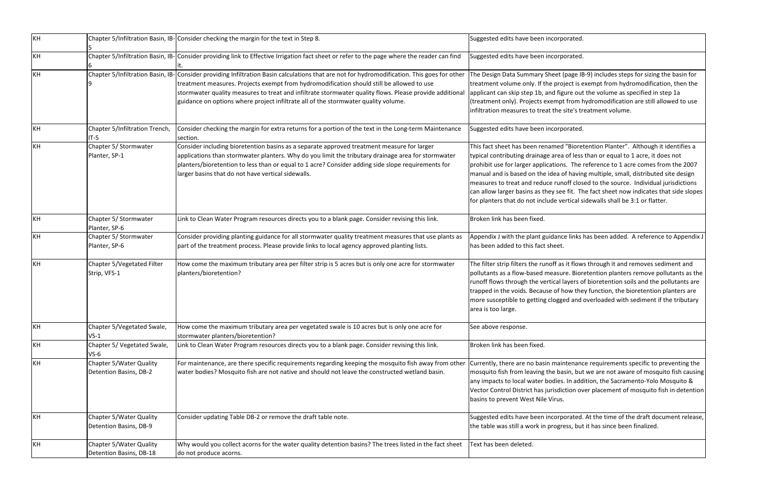| KH | Chapter 5/Infiltration Basin, IB-5 | Consider checking the margin for the text in Step 8. | Suggested edits have been incorporated. |
|---|---|---|---|
| KH | Chapter 5/Infiltration Basin, IB-6 | Consider providing link to Effective Irrigation fact sheet or refer to the page where the reader can find it. | Suggested edits have been incorporated. |
| KH | Chapter 5/Infiltration Basin, IB-9 | Consider providing Infiltration Basin calculations that are not for hydromodification. This goes for other treatment measures. Projects exempt from hydromodification should still be allowed to use stormwater quality measures to treat and infiltrate stormwater quality flows. Please provide additional guidance on options where project infiltrate all of the stormwater quality volume. | The Design Data Summary Sheet (page IB-9) includes steps for sizing the basin for treatment volume only. If the project is exempt from hydromodification, then the applicant can skip step 1b, and figure out the volume as specified in step 1a (treatment only). Projects exempt from hydromodification are still allowed to use infiltration measures to treat the site's treatment volume. |
| KH | Chapter 5/Infiltration Trench, IT-5 | Consider checking the margin for extra returns for a portion of the text in the Long-term Maintenance section. | Suggested edits have been incorporated. |
| KH | Chapter 5/ Stormwater Planter, SP-1 | Consider including bioretention basins as a separate approved treatment measure for larger applications than stormwater planters. Why do you limit the tributary drainage area for stormwater planters/bioretention to less than or equal to 1 acre? Consider adding side slope requirements for larger basins that do not have vertical sidewalls. | This fact sheet has been renamed "Bioretention Planter". Although it identifies a typical contributing drainage area of less than or equal to 1 acre, it does not prohibit use for larger applications. The reference to 1 acre comes from the 2007 manual and is based on the idea of having multiple, small, distributed site design measures to treat and reduce runoff closed to the source. Individual jurisdictions can allow larger basins as they see fit. The fact sheet now indicates that side slopes for planters that do not include vertical sidewalls shall be 3:1 or flatter. |
| KH | Chapter 5/ Stormwater Planter, SP-6 | Link to Clean Water Program resources directs you to a blank page. Consider revising this link. | Broken link has been fixed. |
| KH | Chapter 5/ Stormwater Planter, SP-6 | Consider providing planting guidance for all stormwater quality treatment measures that use plants as part of the treatment process. Please provide links to local agency approved planting lists. | Appendix J with the plant guidance links has been added. A reference to Appendix J has been added to this fact sheet. |
| KH | Chapter 5/Vegetated Filter Strip, VFS-1 | How come the maximum tributary area per filter strip is 5 acres but is only one acre for stormwater planters/bioretention? | The filter strip filters the runoff as it flows through it and removes sediment and pollutants as a flow-based measure. Bioretention planters remove pollutants as the runoff flows through the vertical layers of bioretention soils and the pollutants are trapped in the voids. Because of how they function, the bioretention planters are more susceptible to getting clogged and overloaded with sediment if the tributary area is too large. |
| KH | Chapter 5/Vegetated Swale, VS-1 | How come the maximum tributary area per vegetated swale is 10 acres but is only one acre for stormwater planters/bioretention? | See above response. |
| KH | Chapter 5/ Vegetated Swale, VS-6 | Link to Clean Water Program resources directs you to a blank page. Consider revising this link. | Broken link has been fixed. |
| KH | Chapter 5/Water Quality Detention Basins, DB-2 | For maintenance, are there specific requirements regarding keeping the mosquito fish away from other water bodies? Mosquito fish are not native and should not leave the constructed wetland basin. | Currently, there are no basin maintenance requirements specific to preventing the mosquito fish from leaving the basin, but we are not aware of mosquito fish causing any impacts to local water bodies. In addition, the Sacramento-Yolo Mosquito & Vector Control District has jurisdiction over placement of mosquito fish in detention basins to prevent West Nile Virus. |
| KH | Chapter 5/Water Quality Detention Basins, DB-9 | Consider updating Table DB-2 or remove the draft table note. | Suggested edits have been incorporated. At the time of the draft document release, the table was still a work in progress, but it has since been finalized. |
| KH | Chapter 5/Water Quality Detention Basins, DB-18 | Why would you collect acorns for the water quality detention basins? The trees listed in the fact sheet do not produce acorns. | Text has been deleted. |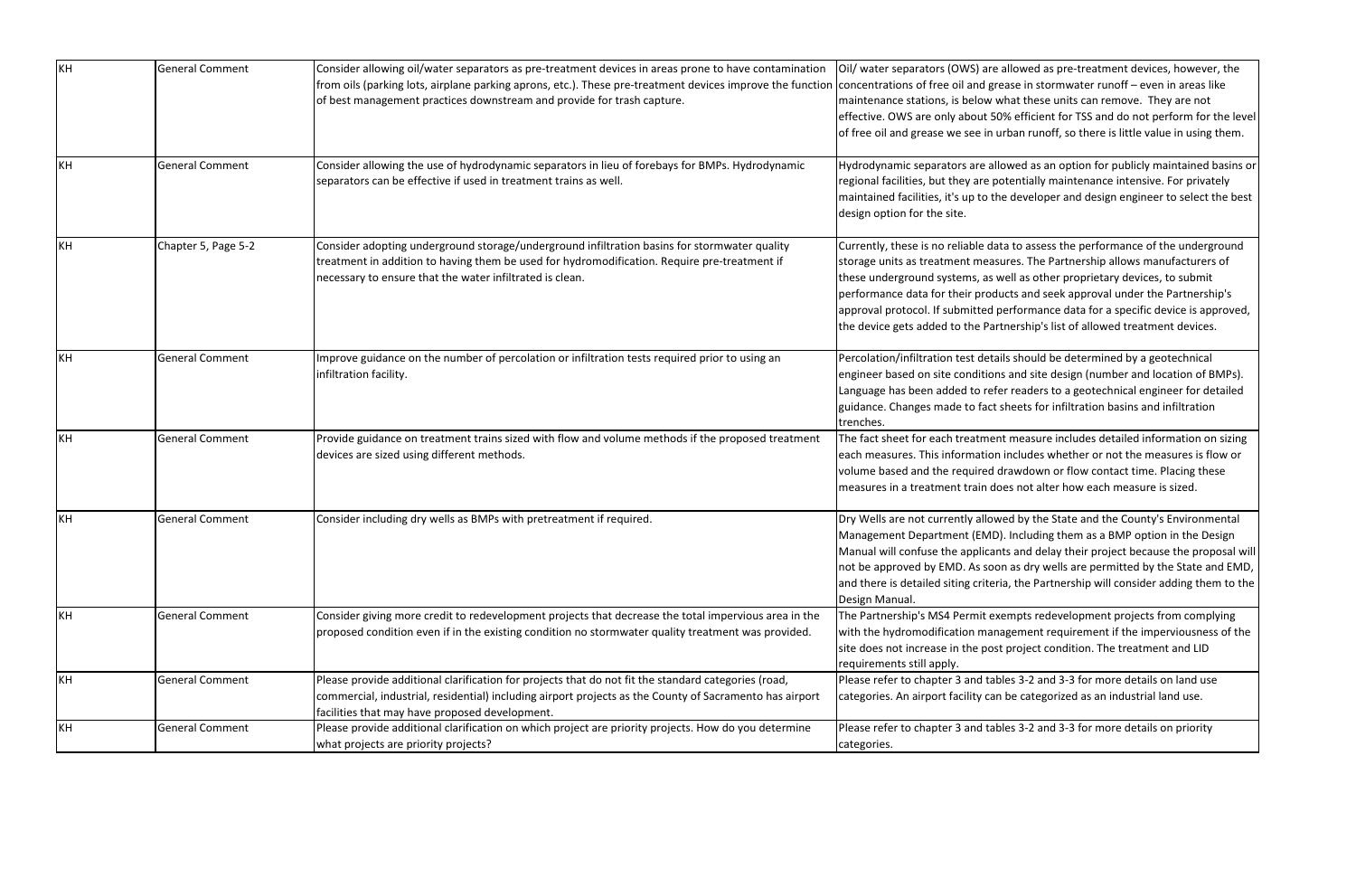| KH | General Comment | Consider allowing oil/water separators as pre-treatment devices in areas prone to have contamination from oils (parking lots, airplane parking aprons, etc.). These pre-treatment devices improve the function of best management practices downstream and provide for trash capture. | Oil/ water separators (OWS) are allowed as pre-treatment devices, however, the concentrations of free oil and grease in stormwater runoff – even in areas like maintenance stations, is below what these units can remove. They are not effective. OWS are only about 50% efficient for TSS and do not perform for the level of free oil and grease we see in urban runoff, so there is little value in using them. |
|---|---|---|---|
| KH | General Comment | Consider allowing the use of hydrodynamic separators in lieu of forebays for BMPs. Hydrodynamic separators can be effective if used in treatment trains as well. | Hydrodynamic separators are allowed as an option for publicly maintained basins or regional facilities, but they are potentially maintenance intensive. For privately maintained facilities, it's up to the developer and design engineer to select the best design option for the site. |
| KH | Chapter 5, Page 5-2 | Consider adopting underground storage/underground infiltration basins for stormwater quality treatment in addition to having them be used for hydromodification. Require pre-treatment if necessary to ensure that the water infiltrated is clean. | Currently, these is no reliable data to assess the performance of the underground storage units as treatment measures. The Partnership allows manufacturers of these underground systems, as well as other proprietary devices, to submit performance data for their products and seek approval under the Partnership's approval protocol. If submitted performance data for a specific device is approved, the device gets added to the Partnership's list of allowed treatment devices. |
| KH | General Comment | Improve guidance on the number of percolation or infiltration tests required prior to using an infiltration facility. | Percolation/infiltration test details should be determined by a geotechnical engineer based on site conditions and site design (number and location of BMPs). Language has been added to refer readers to a geotechnical engineer for detailed guidance. Changes made to fact sheets for infiltration basins and infiltration trenches. |
| KH | General Comment | Provide guidance on treatment trains sized with flow and volume methods if the proposed treatment devices are sized using different methods. | The fact sheet for each treatment measure includes detailed information on sizing each measures. This information includes whether or not the measures is flow or volume based and the required drawdown or flow contact time. Placing these measures in a treatment train does not alter how each measure is sized. |
| KH | General Comment | Consider including dry wells as BMPs with pretreatment if required. | Dry Wells are not currently allowed by the State and the County's Environmental Management Department (EMD). Including them as a BMP option in the Design Manual will confuse the applicants and delay their project because the proposal will not be approved by EMD. As soon as dry wells are permitted by the State and EMD, and there is detailed siting criteria, the Partnership will consider adding them to the Design Manual. |
| KH | General Comment | Consider giving more credit to redevelopment projects that decrease the total impervious area in the proposed condition even if in the existing condition no stormwater quality treatment was provided. | The Partnership's MS4 Permit exempts redevelopment projects from complying with the hydromodification management requirement if the imperviousness of the site does not increase in the post project condition. The treatment and LID requirements still apply. |
| KH | General Comment | Please provide additional clarification for projects that do not fit the standard categories (road, commercial, industrial, residential) including airport projects as the County of Sacramento has airport facilities that may have proposed development. | Please refer to chapter 3 and tables 3-2 and 3-3 for more details on land use categories. An airport facility can be categorized as an industrial land use. |
| KH | General Comment | Please provide additional clarification on which project are priority projects. How do you determine what projects are priority projects? | Please refer to chapter 3 and tables 3-2 and 3-3 for more details on priority categories. |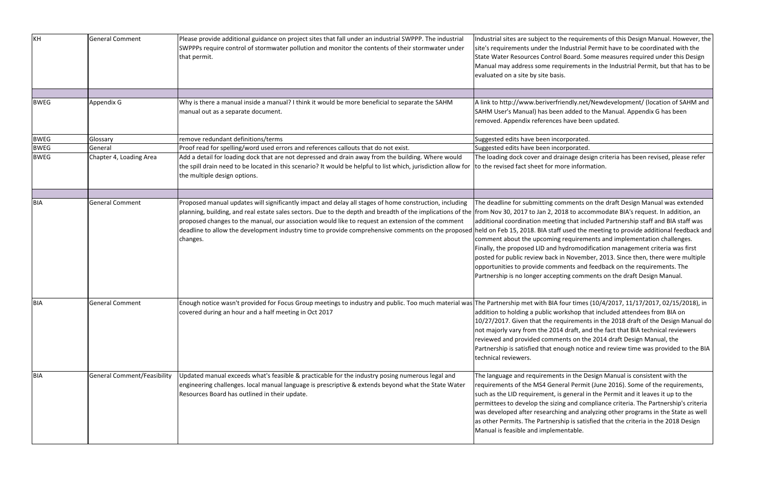| | | | |
|---|---|---|---|
| KH | General Comment | Please provide additional guidance on project sites that fall under an industrial SWPPP. The industrial SWPPPs require control of stormwater pollution and monitor the contents of their stormwater under that permit. | Industrial sites are subject to the requirements of this Design Manual. However, the site's requirements under the Industrial Permit have to be coordinated with the State Water Resources Control Board. Some measures required under this Design Manual may address some requirements in the Industrial Permit, but that has to be evaluated on a site by site basis. |
| | | | |
| BWEG | Appendix G | Why is there a manual inside a manual? I think it would be more beneficial to separate the SAHM manual out as a separate document. | A link to http://www.beriverfriendly.net/Newdevelopment/ (location of SAHM and SAHM User's Manual) has been added to the Manual. Appendix G has been removed. Appendix references have been updated. |
| BWEG | Glossary | remove redundant definitions/terms | Suggested edits have been incorporated. |
| BWEG | General | Proof read for spelling/word used errors and references callouts that do not exist. | Suggested edits have been incorporated. |
| BWEG | Chapter 4, Loading Area | Add a detail for loading dock that are not depressed and drain away from the building. Where would the spill drain need to be located in this scenario? It would be helpful to list which, jurisdiction allow for the multiple design options. | The loading dock cover and drainage design criteria has been revised, please refer to the revised fact sheet for more information. |
| | | | |
| BIA | General Comment | Proposed manual updates will significantly impact and delay all stages of home construction, including planning, building, and real estate sales sectors. Due to the depth and breadth of the implications of the proposed changes to the manual, our association would like to request an extension of the comment deadline to allow the development industry time to provide comprehensive comments on the proposed changes. | The deadline for submitting comments on the draft Design Manual was extended from Nov 30, 2017 to Jan 2, 2018 to accommodate BIA's request. In addition, an additional coordination meeting that included Partnership staff and BIA staff was held on Feb 15, 2018. BIA staff used the meeting to provide additional feedback and comment about the upcoming requirements and implementation challenges. Finally, the proposed LID and hydromodification management criteria was first posted for public review back in November, 2013. Since then, there were multiple opportunities to provide comments and feedback on the requirements. The Partnership is no longer accepting comments on the draft Design Manual. |
| BIA | General Comment | Enough notice wasn't provided for Focus Group meetings to industry and public. Too much material was covered during an hour and a half meeting in Oct 2017 | The Partnership met with BIA four times (10/4/2017, 11/17/2017, 02/15/2018), in addition to holding a public workshop that included attendees from BIA on 10/27/2017. Given that the requirements in the 2018 draft of the Design Manual do not majorly vary from the 2014 draft, and the fact that BIA technical reviewers reviewed and provided comments on the 2014 draft Design Manual, the Partnership is satisfied that enough notice and review time was provided to the BIA technical reviewers. |
| BIA | General Comment/Feasibility | Updated manual exceeds what's feasible & practicable for the industry posing numerous legal and engineering challenges. local manual language is prescriptive & extends beyond what the State Water Resources Board has outlined in their update. | The language and requirements in the Design Manual is consistent with the requirements of the MS4 General Permit (June 2016). Some of the requirements, such as the LID requirement, is general in the Permit and it leaves it up to the permittees to develop the sizing and compliance criteria. The Partnership's criteria was developed after researching and analyzing other programs in the State as well as other Permits. The Partnership is satisfied that the criteria in the 2018 Design Manual is feasible and implementable. |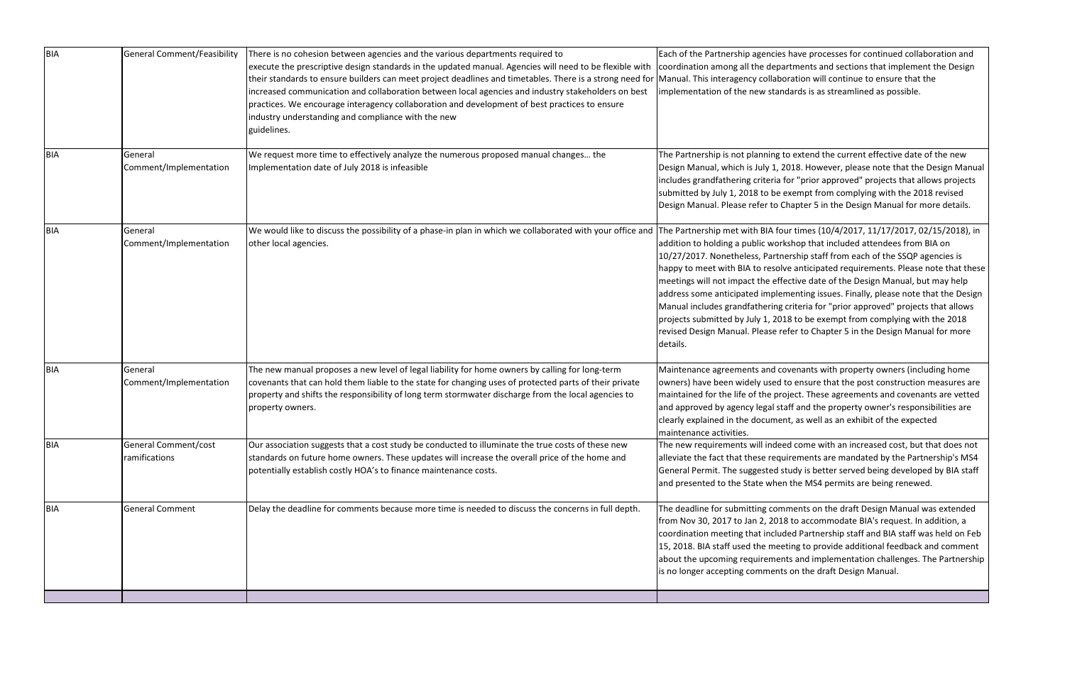| BIA | General Comment/Feasibility | There is no cohesion between agencies and the various departments required to execute the prescriptive design standards in the updated manual. Agencies will need to be flexible with their standards to ensure builders can meet project deadlines and timetables. There is a strong need for increased communication and collaboration between local agencies and industry stakeholders on best practices. We encourage interagency collaboration and development of best practices to ensure industry understanding and compliance with the new guidelines. | Each of the Partnership agencies have processes for continued collaboration and coordination among all the departments and sections that implement the Design Manual. This interagency collaboration will continue to ensure that the implementation of the new standards is as streamlined as possible. |
|---|---|---|---|
| BIA | General Comment/Implementation | We request more time to effectively analyze the numerous proposed manual changes… the Implementation date of July 2018 is infeasible | The Partnership is not planning to extend the current effective date of the new Design Manual, which is July 1, 2018. However, please note that the Design Manual includes grandfathering criteria for "prior approved" projects that allows projects submitted by July 1, 2018 to be exempt from complying with the 2018 revised Design Manual. Please refer to Chapter 5 in the Design Manual for more details. |
| BIA | General Comment/Implementation | We would like to discuss the possibility of a phase-in plan in which we collaborated with your office and other local agencies. | The Partnership met with BIA four times (10/4/2017, 11/17/2017, 02/15/2018), in addition to holding a public workshop that included attendees from BIA on 10/27/2017. Nonetheless, Partnership staff from each of the SSQP agencies is happy to meet with BIA to resolve anticipated requirements. Please note that these meetings will not impact the effective date of the Design Manual, but may help address some anticipated implementing issues. Finally, please note that the Design Manual includes grandfathering criteria for "prior approved" projects that allows projects submitted by July 1, 2018 to be exempt from complying with the 2018 revised Design Manual. Please refer to Chapter 5 in the Design Manual for more details. |
| BIA | General Comment/Implementation | The new manual proposes a new level of legal liability for home owners by calling for long-term covenants that can hold them liable to the state for changing uses of protected parts of their private property and shifts the responsibility of long term stormwater discharge from the local agencies to property owners. | Maintenance agreements and covenants with property owners (including home owners) have been widely used to ensure that the post construction measures are maintained for the life of the project. These agreements and covenants are vetted and approved by agency legal staff and the property owner's responsibilities are clearly explained in the document, as well as an exhibit of the expected maintenance activities. |
| BIA | General Comment/cost ramifications | Our association suggests that a cost study be conducted to illuminate the true costs of these new standards on future home owners. These updates will increase the overall price of the home and potentially establish costly HOA's to finance maintenance costs. | The new requirements will indeed come with an increased cost, but that does not alleviate the fact that these requirements are mandated by the Partnership's MS4 General Permit. The suggested study is better served being developed by BIA staff and presented to the State when the MS4 permits are being renewed. |
| BIA | General Comment | Delay the deadline for comments because more time is needed to discuss the concerns in full depth. | The deadline for submitting comments on the draft Design Manual was extended from Nov 30, 2017 to Jan 2, 2018 to accommodate BIA's request. In addition, a coordination meeting that included Partnership staff and BIA staff was held on Feb 15, 2018. BIA staff used the meeting to provide additional feedback and comment about the upcoming requirements and implementation challenges. The Partnership is no longer accepting comments on the draft Design Manual. |
| | | | |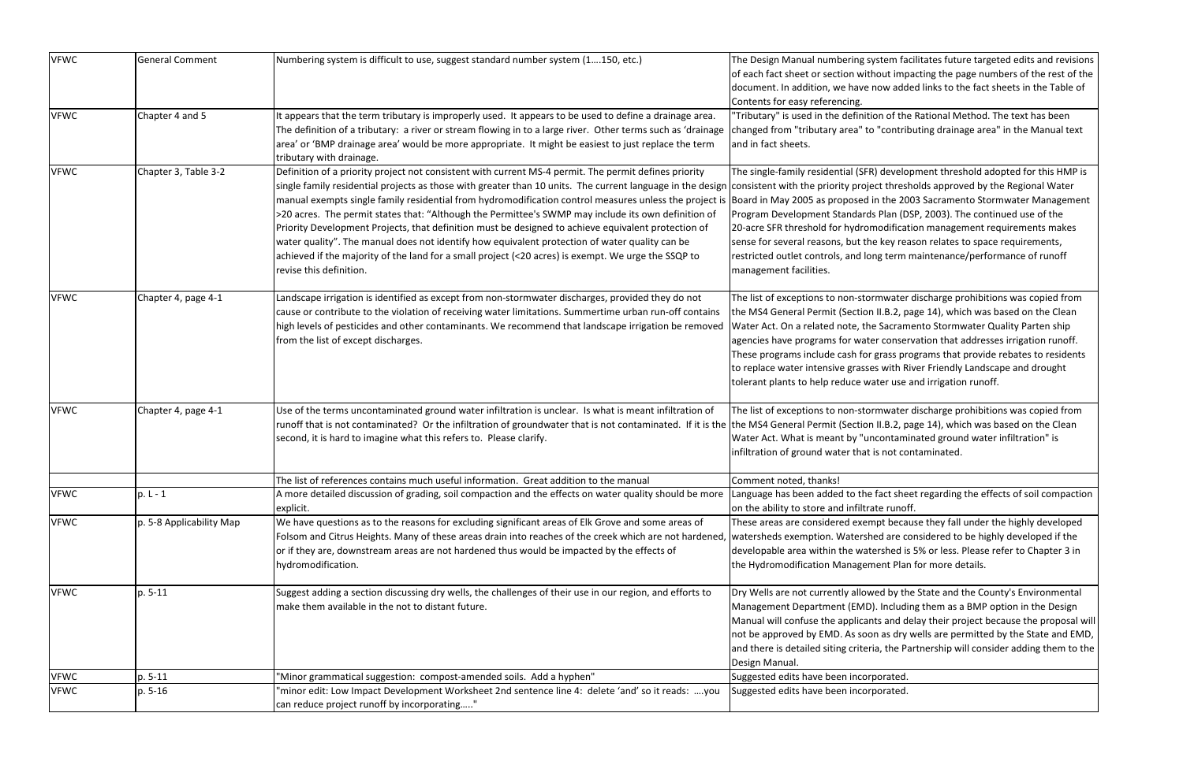| VFWC | General Comment | Numbering system is difficult to use, suggest standard number system (1….150, etc.) | The Design Manual numbering system facilitates future targeted edits and revisions of each fact sheet or section without impacting the page numbers of the rest of the document. In addition, we have now added links to the fact sheets in the Table of Contents for easy referencing. |
|---|---|---|---|
| VFWC | Chapter 4 and 5 | It appears that the term tributary is improperly used. It appears to be used to define a drainage area. The definition of a tributary: a river or stream flowing in to a large river. Other terms such as 'drainage area' or 'BMP drainage area' would be more appropriate. It might be easiest to just replace the term tributary with drainage. | "Tributary" is used in the definition of the Rational Method. The text has been changed from "tributary area" to "contributing drainage area" in the Manual text and in fact sheets. |
| VFWC | Chapter 3, Table 3-2 | Definition of a priority project not consistent with current MS-4 permit. The permit defines priority single family residential projects as those with greater than 10 units. The current language in the design manual exempts single family residential from hydromodification control measures unless the project is >20 acres. The permit states that: "Although the Permittee's SWMP may include its own definition of Priority Development Projects, that definition must be designed to achieve equivalent protection of water quality". The manual does not identify how equivalent protection of water quality can be achieved if the majority of the land for a small project (<20 acres) is exempt. We urge the SSQP to revise this definition. | The single-family residential (SFR) development threshold adopted for this HMP is consistent with the priority project thresholds approved by the Regional Water Board in May 2005 as proposed in the 2003 Sacramento Stormwater Management Program Development Standards Plan (DSP, 2003). The continued use of the 20-acre SFR threshold for hydromodification management requirements makes sense for several reasons, but the key reason relates to space requirements, restricted outlet controls, and long term maintenance/performance of runoff management facilities. |
| VFWC | Chapter 4, page 4-1 | Landscape irrigation is identified as except from non-stormwater discharges, provided they do not cause or contribute to the violation of receiving water limitations. Summertime urban run-off contains high levels of pesticides and other contaminants. We recommend that landscape irrigation be removed from the list of except discharges. | The list of exceptions to non-stormwater discharge prohibitions was copied from the MS4 General Permit (Section II.B.2, page 14), which was based on the Clean Water Act. On a related note, the Sacramento Stormwater Quality Parten ship agencies have programs for water conservation that addresses irrigation runoff. These programs include cash for grass programs that provide rebates to residents to replace water intensive grasses with River Friendly Landscape and drought tolerant plants to help reduce water use and irrigation runoff. |
| VFWC | Chapter 4, page 4-1 | Use of the terms uncontaminated ground water infiltration is unclear. Is what is meant infiltration of runoff that is not contaminated? Or the infiltration of groundwater that is not contaminated. If it is the second, it is hard to imagine what this refers to. Please clarify. | The list of exceptions to non-stormwater discharge prohibitions was copied from the MS4 General Permit (Section II.B.2, page 14), which was based on the Clean Water Act. What is meant by "uncontaminated ground water infiltration" is infiltration of ground water that is not contaminated. |
| | | The list of references contains much useful information. Great addition to the manual | Comment noted, thanks! |
| VFWC | p. L - 1 | A more detailed discussion of grading, soil compaction and the effects on water quality should be more explicit. | Language has been added to the fact sheet regarding the effects of soil compaction on the ability to store and infiltrate runoff. |
| VFWC | p. 5-8 Applicability Map | We have questions as to the reasons for excluding significant areas of Elk Grove and some areas of Folsom and Citrus Heights. Many of these areas drain into reaches of the creek which are not hardened, or if they are, downstream areas are not hardened thus would be impacted by the effects of hydromodification. | These areas are considered exempt because they fall under the highly developed watersheds exemption. Watershed are considered to be highly developed if the developable area within the watershed is 5% or less. Please refer to Chapter 3 in the Hydromodification Management Plan for more details. |
| VFWC | p. 5-11 | Suggest adding a section discussing dry wells, the challenges of their use in our region, and efforts to make them available in the not to distant future. | Dry Wells are not currently allowed by the State and the County's Environmental Management Department (EMD). Including them as a BMP option in the Design Manual will confuse the applicants and delay their project because the proposal will not be approved by EMD. As soon as dry wells are permitted by the State and EMD, and there is detailed siting criteria, the Partnership will consider adding them to the Design Manual. |
| VFWC | p. 5-11 | "Minor grammatical suggestion: compost-amended soils. Add a hyphen" | Suggested edits have been incorporated. |
| VFWC | p. 5-16 | "minor edit: Low Impact Development Worksheet 2nd sentence line 4: delete 'and' so it reads: ….you can reduce project runoff by incorporating….." | Suggested edits have been incorporated. |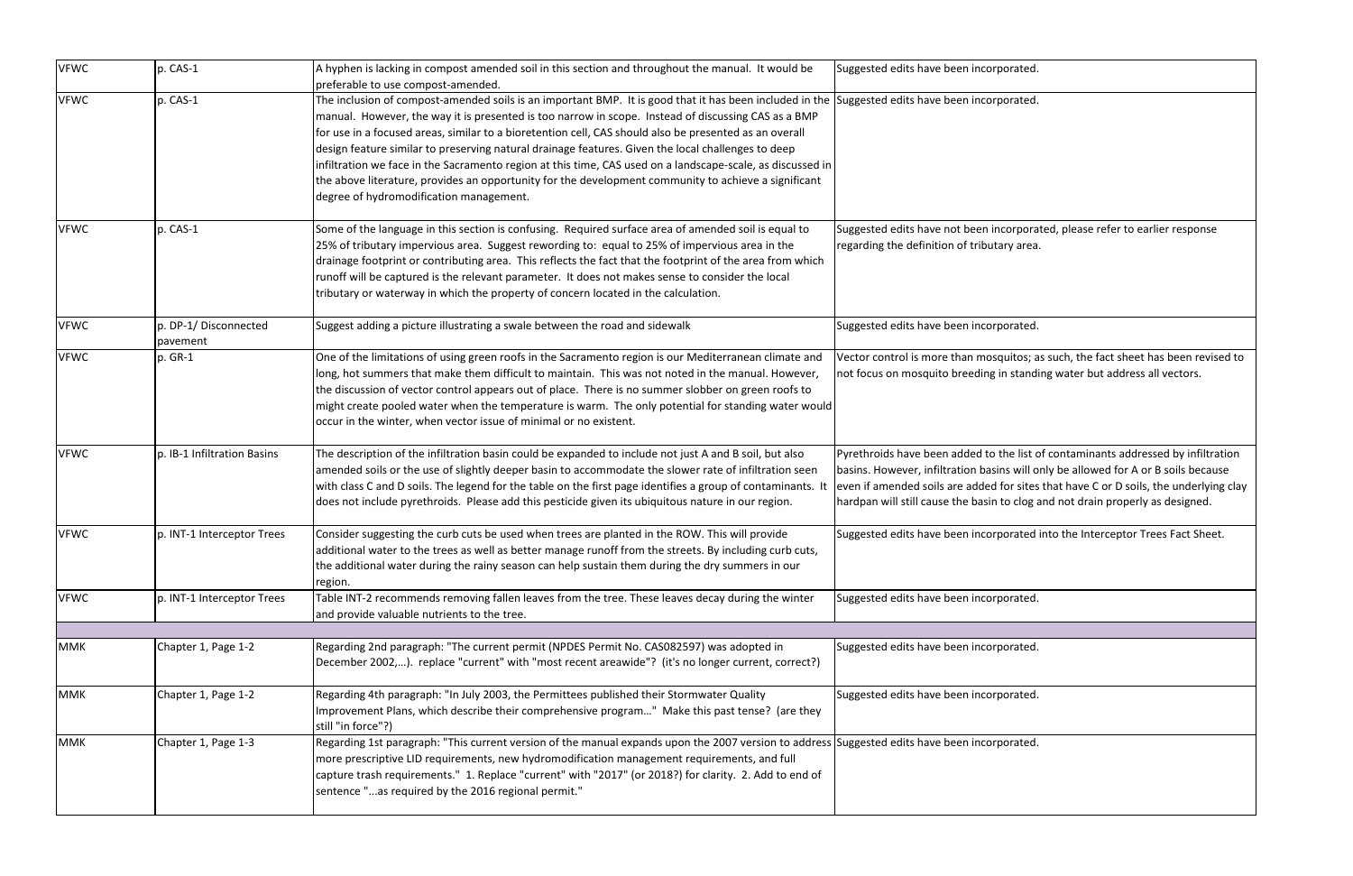| | | | |
|---|---|---|---|
| VFWC | p. CAS-1 | A hyphen is lacking in compost amended soil in this section and throughout the manual. It would be preferable to use compost-amended. | Suggested edits have been incorporated. |
| VFWC | p. CAS-1 | The inclusion of compost-amended soils is an important BMP. It is good that it has been included in the manual. However, the way it is presented is too narrow in scope. Instead of discussing CAS as a BMP for use in a focused areas, similar to a bioretention cell, CAS should also be presented as an overall design feature similar to preserving natural drainage features. Given the local challenges to deep infiltration we face in the Sacramento region at this time, CAS used on a landscape-scale, as discussed in the above literature, provides an opportunity for the development community to achieve a significant degree of hydromodification management. | Suggested edits have been incorporated. |
| VFWC | p. CAS-1 | Some of the language in this section is confusing. Required surface area of amended soil is equal to 25% of tributary impervious area. Suggest rewording to: equal to 25% of impervious area in the drainage footprint or contributing area. This reflects the fact that the footprint of the area from which runoff will be captured is the relevant parameter. It does not makes sense to consider the local tributary or waterway in which the property of concern located in the calculation. | Suggested edits have not been incorporated, please refer to earlier response regarding the definition of tributary area. |
| VFWC | p. DP-1/ Disconnected pavement | Suggest adding a picture illustrating a swale between the road and sidewalk | Suggested edits have been incorporated. |
| VFWC | p. GR-1 | One of the limitations of using green roofs in the Sacramento region is our Mediterranean climate and long, hot summers that make them difficult to maintain. This was not noted in the manual. However, the discussion of vector control appears out of place. There is no summer slobber on green roofs to might create pooled water when the temperature is warm. The only potential for standing water would occur in the winter, when vector issue of minimal or no existent. | Vector control is more than mosquitos; as such, the fact sheet has been revised to not focus on mosquito breeding in standing water but address all vectors. |
| VFWC | p. IB-1 Infiltration Basins | The description of the infiltration basin could be expanded to include not just A and B soil, but also amended soils or the use of slightly deeper basin to accommodate the slower rate of infiltration seen with class C and D soils. The legend for the table on the first page identifies a group of contaminants. It does not include pyrethroids. Please add this pesticide given its ubiquitous nature in our region. | Pyrethroids have been added to the list of contaminants addressed by infiltration basins. However, infiltration basins will only be allowed for A or B soils because even if amended soils are added for sites that have C or D soils, the underlying clay hardpan will still cause the basin to clog and not drain properly as designed. |
| VFWC | p. INT-1 Interceptor Trees | Consider suggesting the curb cuts be used when trees are planted in the ROW. This will provide additional water to the trees as well as better manage runoff from the streets. By including curb cuts, the additional water during the rainy season can help sustain them during the dry summers in our region. | Suggested edits have been incorporated into the Interceptor Trees Fact Sheet. |
| VFWC | p. INT-1 Interceptor Trees | Table INT-2 recommends removing fallen leaves from the tree. These leaves decay during the winter and provide valuable nutrients to the tree. | Suggested edits have been incorporated. |
| | | | |
| MMK | Chapter 1, Page 1-2 | Regarding 2nd paragraph: "The current permit (NPDES Permit No. CAS082597) was adopted in December 2002,…). replace "current" with "most recent areawide"? (it's no longer current, correct?) | Suggested edits have been incorporated. |
| MMK | Chapter 1, Page 1-2 | Regarding 4th paragraph: "In July 2003, the Permittees published their Stormwater Quality Improvement Plans, which describe their comprehensive program..." Make this past tense? (are they still "in force"?) | Suggested edits have been incorporated. |
| MMK | Chapter 1, Page 1-3 | Regarding 1st paragraph: "This current version of the manual expands upon the 2007 version to address more prescriptive LID requirements, new hydromodification management requirements, and full capture trash requirements." 1. Replace "current" with "2017" (or 2018?) for clarity. 2. Add to end of sentence "...as required by the 2016 regional permit." | Suggested edits have been incorporated. |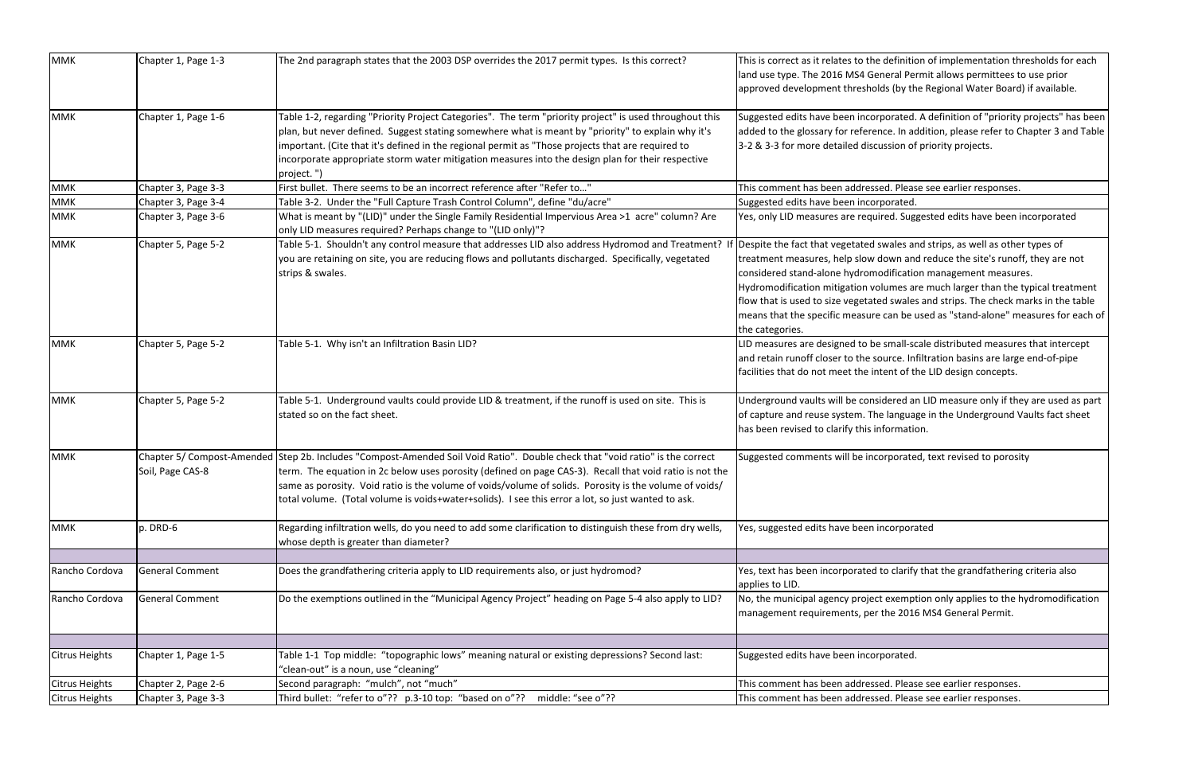| | | | |
|---|---|---|---|
| MMK | Chapter 1, Page 1-3 | The 2nd paragraph states that the 2003 DSP overrides the 2017 permit types. Is this correct? | This is correct as it relates to the definition of implementation thresholds for each land use type. The 2016 MS4 General Permit allows permittees to use prior approved development thresholds (by the Regional Water Board) if available. |
| MMK | Chapter 1, Page 1-6 | Table 1-2, regarding "Priority Project Categories". The term "priority project" is used throughout this plan, but never defined. Suggest stating somewhere what is meant by "priority" to explain why it's important. (Cite that it's defined in the regional permit as "Those projects that are required to incorporate appropriate storm water mitigation measures into the design plan for their respective project. ") | Suggested edits have been incorporated. A definition of "priority projects" has been added to the glossary for reference. In addition, please refer to Chapter 3 and Table 3-2 & 3-3 for more detailed discussion of priority projects. |
| MMK | Chapter 3, Page 3-3 | First bullet. There seems to be an incorrect reference after "Refer to…" | This comment has been addressed. Please see earlier responses. |
| MMK | Chapter 3, Page 3-4 | Table 3-2. Under the "Full Capture Trash Control Column", define "du/acre" | Suggested edits have been incorporated. |
| MMK | Chapter 3, Page 3-6 | What is meant by "(LID)" under the Single Family Residential Impervious Area >1 acre" column? Are only LID measures required? Perhaps change to "(LID only)"? | Yes, only LID measures are required. Suggested edits have been incorporated |
| MMK | Chapter 5, Page 5-2 | Table 5-1. Shouldn't any control measure that addresses LID also address Hydromod and Treatment? If you are retaining on site, you are reducing flows and pollutants discharged. Specifically, vegetated strips & swales. | Despite the fact that vegetated swales and strips, as well as other types of treatment measures, help slow down and reduce the site's runoff, they are not considered stand-alone hydromodification management measures. Hydromodification mitigation volumes are much larger than the typical treatment flow that is used to size vegetated swales and strips. The check marks in the table means that the specific measure can be used as "stand-alone" measures for each of the categories. |
| MMK | Chapter 5, Page 5-2 | Table 5-1. Why isn't an Infiltration Basin LID? | LID measures are designed to be small-scale distributed measures that intercept and retain runoff closer to the source. Infiltration basins are large end-of-pipe facilities that do not meet the intent of the LID design concepts. |
| MMK | Chapter 5, Page 5-2 | Table 5-1. Underground vaults could provide LID & treatment, if the runoff is used on site. This is stated so on the fact sheet. | Underground vaults will be considered an LID measure only if they are used as part of capture and reuse system. The language in the Underground Vaults fact sheet has been revised to clarify this information. |
| MMK | Chapter 5/ Compost-Amended Soil, Page CAS-8 | Step 2b. Includes "Compost-Amended Soil Void Ratio". Double check that "void ratio" is the correct term. The equation in 2c below uses porosity (defined on page CAS-3). Recall that void ratio is not the same as porosity. Void ratio is the volume of voids/volume of solids. Porosity is the volume of voids/ total volume. (Total volume is voids+water+solids). I see this error a lot, so just wanted to ask. | Suggested comments will be incorporated, text revised to porosity |
| MMK | p. DRD-6 | Regarding infiltration wells, do you need to add some clarification to distinguish these from dry wells, whose depth is greater than diameter? | Yes, suggested edits have been incorporated |
| | | | |
| Rancho Cordova | General Comment | Does the grandfathering criteria apply to LID requirements also, or just hydromod? | Yes, text has been incorporated to clarify that the grandfathering criteria also applies to LID. |
| Rancho Cordova | General Comment | Do the exemptions outlined in the "Municipal Agency Project" heading on Page 5-4 also apply to LID? | No, the municipal agency project exemption only applies to the hydromodification management requirements, per the 2016 MS4 General Permit. |
| | | | |
| Citrus Heights | Chapter 1, Page 1-5 | Table 1-1 Top middle: "topographic lows" meaning natural or existing depressions? Second last: "clean-out" is a noun, use "cleaning" | Suggested edits have been incorporated. |
| Citrus Heights | Chapter 2, Page 2-6 | Second paragraph: "mulch", not "much" | This comment has been addressed. Please see earlier responses. |
| Citrus Heights | Chapter 3, Page 3-3 | Third bullet: "refer to o"?? p.3-10 top: "based on o"?? middle: "see o"?? | This comment has been addressed. Please see earlier responses. |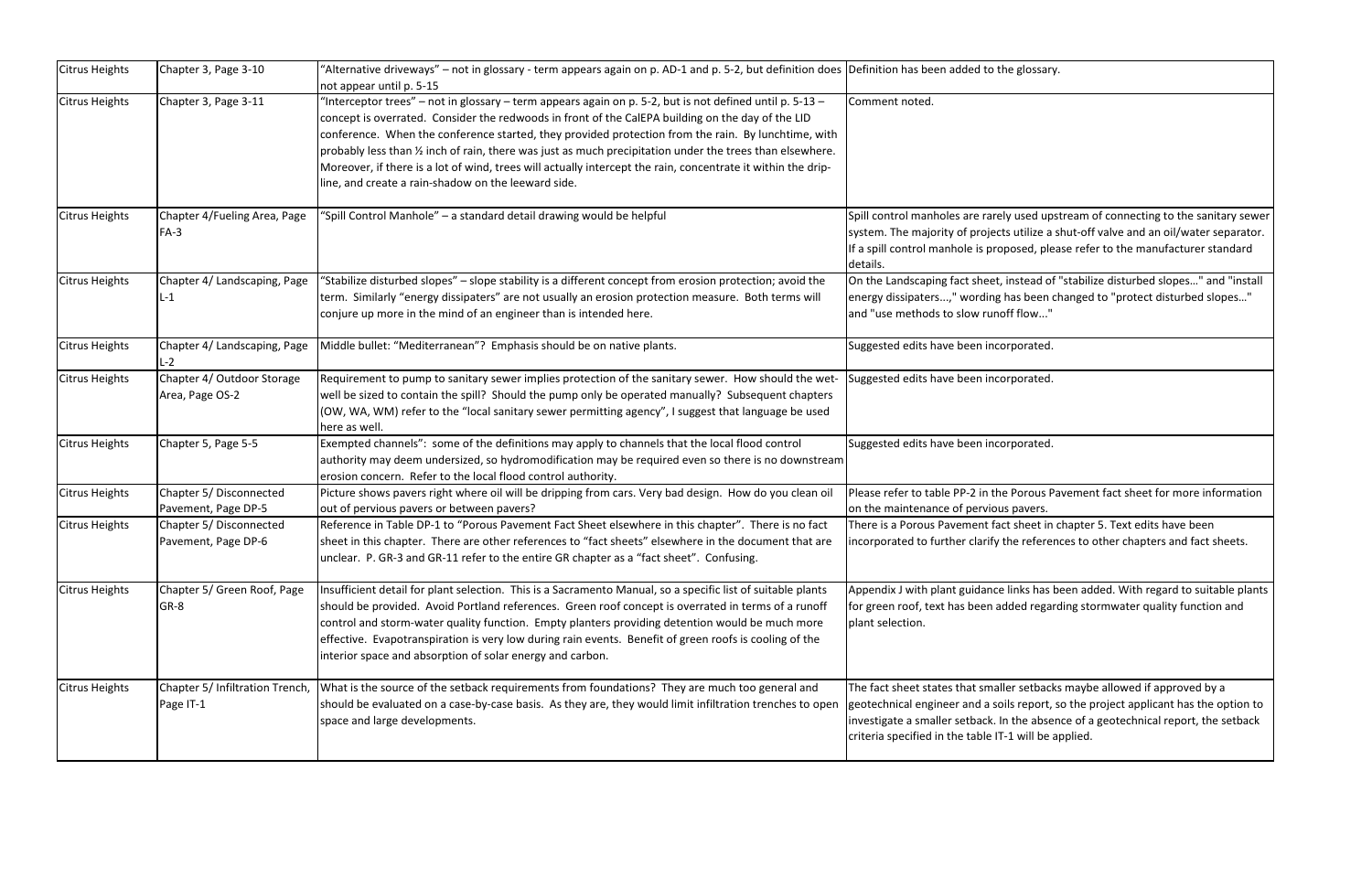| | | | |
|---|---|---|---|
| Citrus Heights | Chapter 3, Page 3-10 | "Alternative driveways" – not in glossary - term appears again on p. AD-1 and p. 5-2, but definition does not appear until p. 5-15 | Definition has been added to the glossary. |
| Citrus Heights | Chapter 3, Page 3-11 | "Interceptor trees" – not in glossary – term appears again on p. 5-2, but is not defined until p. 5-13 – concept is overrated. Consider the redwoods in front of the CalEPA building on the day of the LID conference. When the conference started, they provided protection from the rain. By lunchtime, with probably less than ½ inch of rain, there was just as much precipitation under the trees than elsewhere. Moreover, if there is a lot of wind, trees will actually intercept the rain, concentrate it within the drip-line, and create a rain-shadow on the leeward side. | Comment noted. |
| Citrus Heights | Chapter 4/Fueling Area, Page FA-3 | "Spill Control Manhole" – a standard detail drawing would be helpful | Spill control manholes are rarely used upstream of connecting to the sanitary sewer system. The majority of projects utilize a shut-off valve and an oil/water separator. If a spill control manhole is proposed, please refer to the manufacturer standard details. |
| Citrus Heights | Chapter 4/ Landscaping, Page L-1 | "Stabilize disturbed slopes" – slope stability is a different concept from erosion protection; avoid the term. Similarly "energy dissipaters" are not usually an erosion protection measure. Both terms will conjure up more in the mind of an engineer than is intended here. | On the Landscaping fact sheet, instead of "stabilize disturbed slopes…" and "install energy dissipaters…," wording has been changed to "protect disturbed slopes…" and "use methods to slow runoff flow…" |
| Citrus Heights | Chapter 4/ Landscaping, Page L-2 | Middle bullet: "Mediterranean"? Emphasis should be on native plants. | Suggested edits have been incorporated. |
| Citrus Heights | Chapter 4/ Outdoor Storage Area, Page OS-2 | Requirement to pump to sanitary sewer implies protection of the sanitary sewer. How should the wet-well be sized to contain the spill? Should the pump only be operated manually? Subsequent chapters (OW, WA, WM) refer to the "local sanitary sewer permitting agency", I suggest that language be used here as well. | Suggested edits have been incorporated. |
| Citrus Heights | Chapter 5, Page 5-5 | Exempted channels": some of the definitions may apply to channels that the local flood control authority may deem undersized, so hydromodification may be required even so there is no downstream erosion concern. Refer to the local flood control authority. | Suggested edits have been incorporated. |
| Citrus Heights | Chapter 5/ Disconnected Pavement, Page DP-5 | Picture shows pavers right where oil will be dripping from cars. Very bad design. How do you clean oil out of pervious pavers or between pavers? | Please refer to table PP-2 in the Porous Pavement fact sheet for more information on the maintenance of pervious pavers. |
| Citrus Heights | Chapter 5/ Disconnected Pavement, Page DP-6 | Reference in Table DP-1 to "Porous Pavement Fact Sheet elsewhere in this chapter". There is no fact sheet in this chapter. There are other references to "fact sheets" elsewhere in the document that are unclear. P. GR-3 and GR-11 refer to the entire GR chapter as a "fact sheet". Confusing. | There is a Porous Pavement fact sheet in chapter 5. Text edits have been incorporated to further clarify the references to other chapters and fact sheets. |
| Citrus Heights | Chapter 5/ Green Roof, Page GR-8 | Insufficient detail for plant selection. This is a Sacramento Manual, so a specific list of suitable plants should be provided. Avoid Portland references. Green roof concept is overrated in terms of a runoff control and storm-water quality function. Empty planters providing detention would be much more effective. Evapotranspiration is very low during rain events. Benefit of green roofs is cooling of the interior space and absorption of solar energy and carbon. | Appendix J with plant guidance links has been added. With regard to suitable plants for green roof, text has been added regarding stormwater quality function and plant selection. |
| Citrus Heights | Chapter 5/ Infiltration Trench, Page IT-1 | What is the source of the setback requirements from foundations? They are much too general and should be evaluated on a case-by-case basis. As they are, they would limit infiltration trenches to open space and large developments. | The fact sheet states that smaller setbacks maybe allowed if approved by a geotechnical engineer and a soils report, so the project applicant has the option to investigate a smaller setback. In the absence of a geotechnical report, the setback criteria specified in the table IT-1 will be applied. |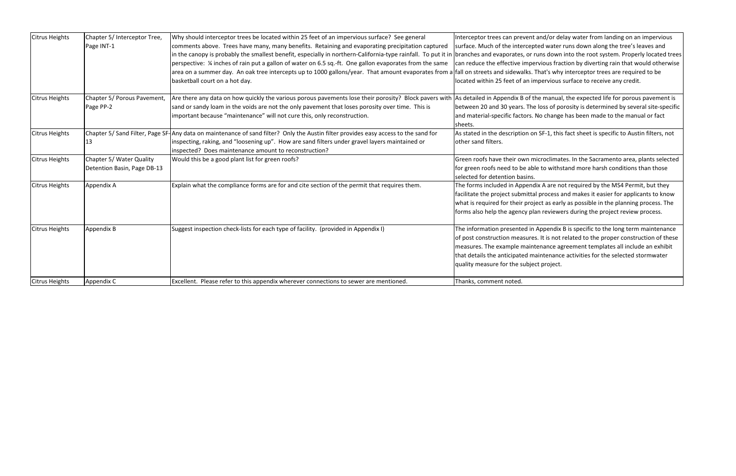| | | | |
|---|---|---|---|
| Citrus Heights | Chapter 5/ Interceptor Tree, Page INT-1 | Why should interceptor trees be located within 25 feet of an impervious surface? See general comments above. Trees have many, many benefits. Retaining and evaporating precipitation captured in the canopy is probably the smallest benefit, especially in northern-California-type rainfall. To put it in perspective: ¼ inches of rain put a gallon of water on 6.5 sq.-ft. One gallon evaporates from the same area on a summer day. An oak tree intercepts up to 1000 gallons/year. That amount evaporates from a basketball court on a hot day. | Interceptor trees can prevent and/or delay water from landing on an impervious surface. Much of the intercepted water runs down along the tree's leaves and branches and evaporates, or runs down into the root system. Properly located trees can reduce the effective impervious fraction by diverting rain that would otherwise fall on streets and sidewalks. That's why interceptor trees are required to be located within 25 feet of an impervious surface to receive any credit. |
| Citrus Heights | Chapter 5/ Porous Pavement, Page PP-2 | Are there any data on how quickly the various porous pavements lose their porosity? Block pavers with sand or sandy loam in the voids are not the only pavement that loses porosity over time. This is important because "maintenance" will not cure this, only reconstruction. | As detailed in Appendix B of the manual, the expected life for porous pavement is between 20 and 30 years. The loss of porosity is determined by several site-specific and material-specific factors. No change has been made to the manual or fact sheets. |
| Citrus Heights | Chapter 5/ Sand Filter, Page SF-13 | Any data on maintenance of sand filter? Only the Austin filter provides easy access to the sand for inspecting, raking, and "loosening up". How are sand filters under gravel layers maintained or inspected? Does maintenance amount to reconstruction? | As stated in the description on SF-1, this fact sheet is specific to Austin filters, not other sand filters. |
| Citrus Heights | Chapter 5/ Water Quality Detention Basin, Page DB-13 | Would this be a good plant list for green roofs? | Green roofs have their own microclimates. In the Sacramento area, plants selected for green roofs need to be able to withstand more harsh conditions than those selected for detention basins. |
| Citrus Heights | Appendix A | Explain what the compliance forms are for and cite section of the permit that requires them. | The forms included in Appendix A are not required by the MS4 Permit, but they facilitate the project submittal process and makes it easier for applicants to know what is required for their project as early as possible in the planning process. The forms also help the agency plan reviewers during the project review process. |
| Citrus Heights | Appendix B | Suggest inspection check-lists for each type of facility. (provided in Appendix I) | The information presented in Appendix B is specific to the long term maintenance of post construction measures. It is not related to the proper construction of these measures. The example maintenance agreement templates all include an exhibit that details the anticipated maintenance activities for the selected stormwater quality measure for the subject project. |
| Citrus Heights | Appendix C | Excellent. Please refer to this appendix wherever connections to sewer are mentioned. | Thanks, comment noted. |